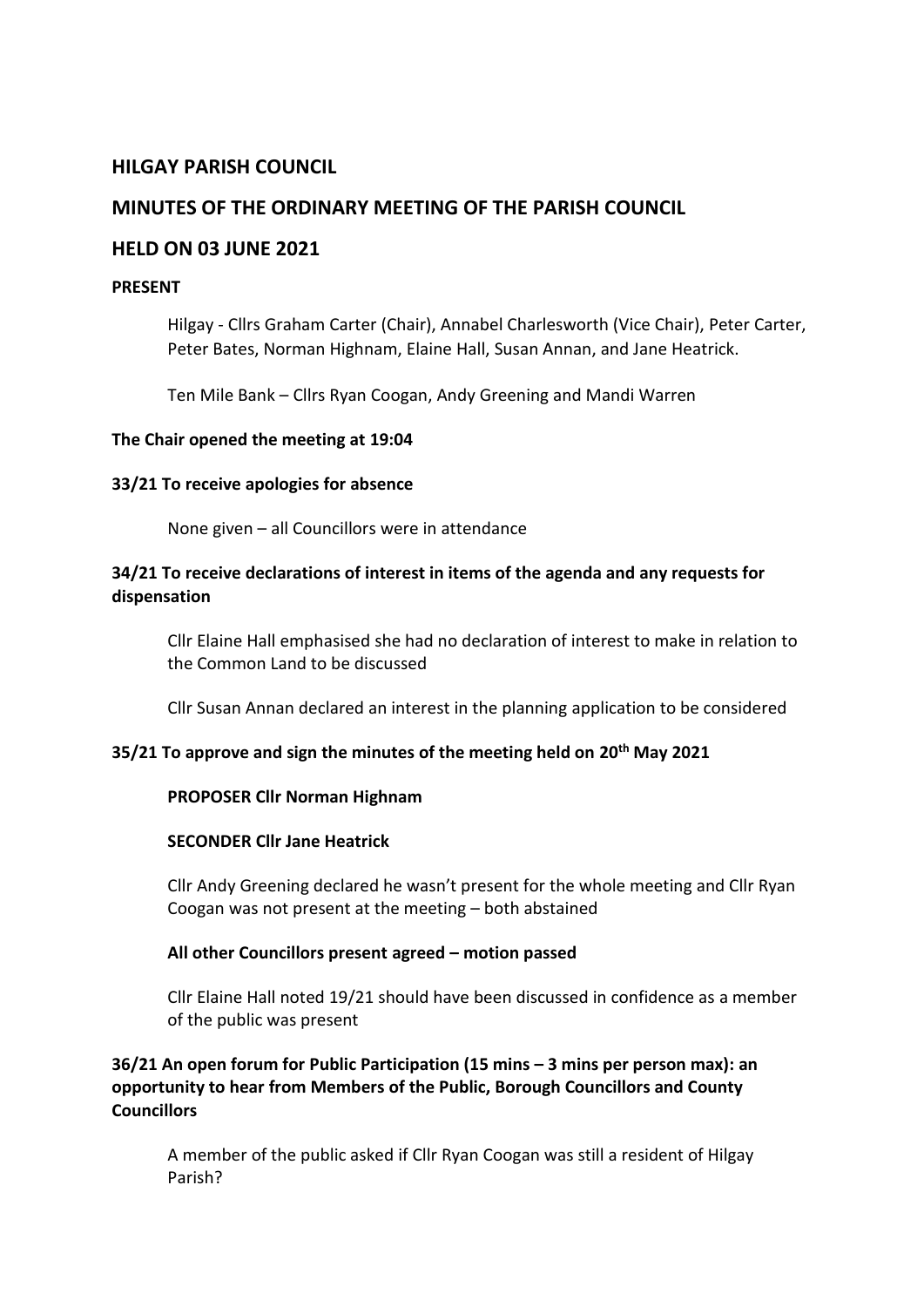## HILGAY PARISH COUNCIL

## MINUTES OF THE ORDINARY MEETING OF THE PARISH COUNCIL

## HELD ON 03 JUNE 2021

**PRESENT**

Hilgay - Cllrs Graham Carter (Chair), Annabel Charlesworth (Vice Chair), Peter Carter, Peter Bates, Norman Highnam, Elaine Hall, Susan Annan, and Jane Heatrick.

Ten Mile Bank – Cllrs Ryan Coogan, Andy Greening and Mandi Warren

**The Chair opened the meeting at 19:04**

**33/21 To receive apologies for absence**

None given – all Councillors were in attendance

**34/21 To receive declarations of interest in items of the agenda and any requests for dispensation**

Cllr Elaine Hall emphasised she had no declaration of interest to make in relation to the Common Land to be discussed

Cllr Susan Annan declared an interest in the planning application to be considered

**35/21 To approve and sign the minutes of the meeting held on 20th May 2021**

**PROPOSER Cllr Norman Highnam**

**SECONDER Cllr Jane Heatrick**

Cllr Andy Greening declared he wasn't present for the whole meeting and Cllr Ryan Coogan was not present at the meeting – both abstained

**All other Councillors present agreed – motion passed**

Cllr Elaine Hall noted 19/21 should have been discussed in confidence as a member of the public was present

**36/21 An open forum for Public Participation (15 mins – 3 mins per person max): an opportunity to hear from Members of the Public, Borough Councillors and County Councillors**

A member of the public asked if Cllr Ryan Coogan was still a resident of Hilgay Parish?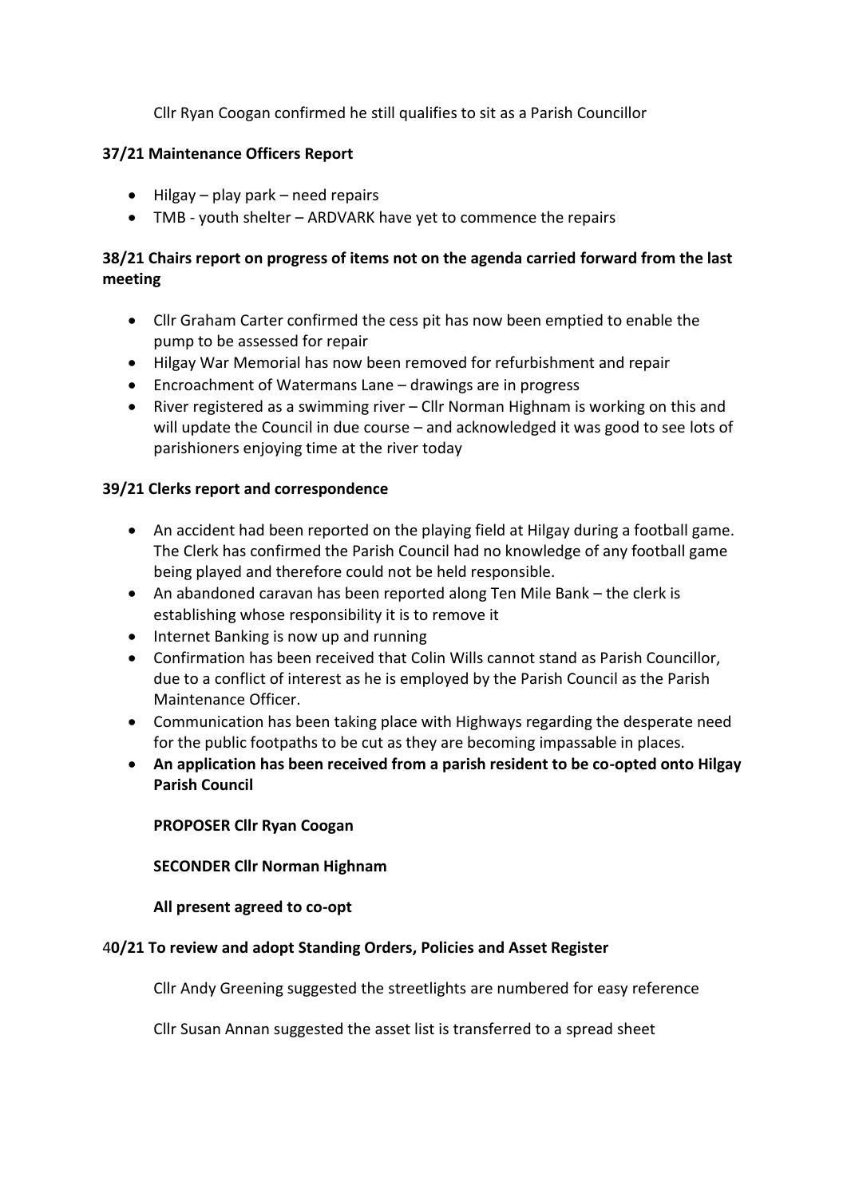Cllr Ryan Coogan confirmed he still qualifies to sit as a Parish Councillor

**37/21 Maintenance Officers Report**

- Hilgay – play park – need repairs
- TMB - youth shelter – ARDVARK have yet to commence the repairs

**38/21 Chairs report on progress of items not on the agenda carried forward from the last meeting**

- Cllr Graham Carter confirmed the cess pit has now been emptied to enable the pump to be assessed for repair
- Hilgay War Memorial has now been removed for refurbishment and repair
- Encroachment of Watermans Lane – drawings are in progress
- River registered as a swimming river – Cllr Norman Highnam is working on this and will update the Council in due course – and acknowledged it was good to see lots of parishioners enjoying time at the river today

**39/21 Clerks report and correspondence**

- An accident had been reported on the playing field at Hilgay during a football game. The Clerk has confirmed the Parish Council had no knowledge of any football game being played and therefore could not be held responsible.
- An abandoned caravan has been reported along Ten Mile Bank – the clerk is establishing whose responsibility it is to remove it
- Internet Banking is now up and running
- Confirmation has been received that Colin Wills cannot stand as Parish Councillor, due to a conflict of interest as he is employed by the Parish Council as the Parish Maintenance Officer.
- Communication has been taking place with Highways regarding the desperate need for the public footpaths to be cut as they are becoming impassable in places.
- **An application has been received from a parish resident to be co-opted onto Hilgay Parish Council**

  **PROPOSER Cllr Ryan Coogan**

  **SECONDER Cllr Norman Highnam**

  **All present agreed to co-opt**

4**0/21 To review and adopt Standing Orders, Policies and Asset Register**

Cllr Andy Greening suggested the streetlights are numbered for easy reference

Cllr Susan Annan suggested the asset list is transferred to a spread sheet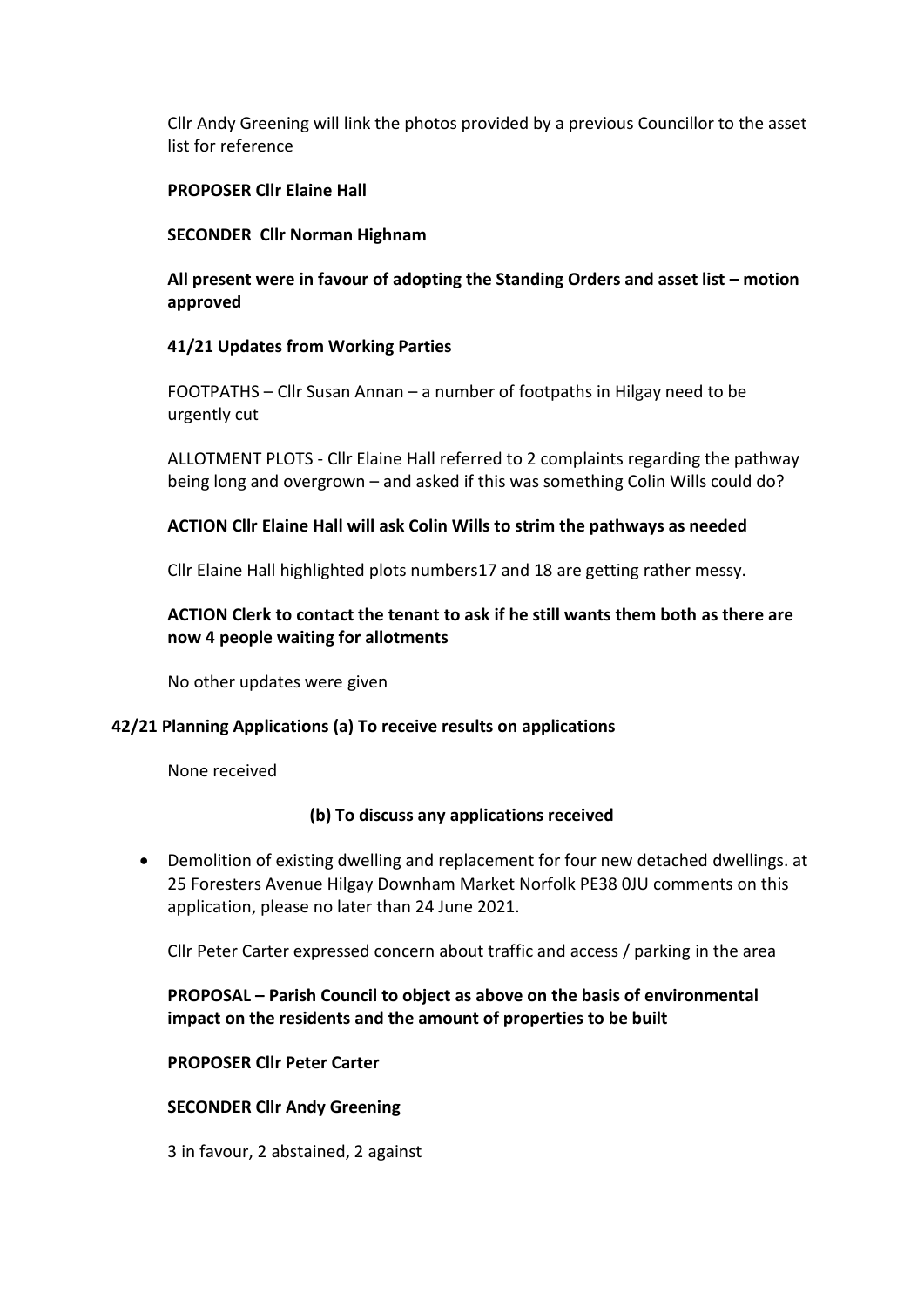Cllr Andy Greening will link the photos provided by a previous Councillor to the asset list for reference

**PROPOSER Cllr Elaine Hall**

**SECONDER Cllr Norman Highnam**

**All present were in favour of adopting the Standing Orders and asset list – motion approved**

**41/21 Updates from Working Parties**

FOOTPATHS – Cllr Susan Annan – a number of footpaths in Hilgay need to be urgently cut

ALLOTMENT PLOTS - Cllr Elaine Hall referred to 2 complaints regarding the pathway being long and overgrown – and asked if this was something Colin Wills could do?

**ACTION Cllr Elaine Hall will ask Colin Wills to strim the pathways as needed**

Cllr Elaine Hall highlighted plots numbers17 and 18 are getting rather messy.

**ACTION Clerk to contact the tenant to ask if he still wants them both as there are now 4 people waiting for allotments**

No other updates were given

**42/21 Planning Applications (a) To receive results on applications**

None received

**(b) To discuss any applications received**

- Demolition of existing dwelling and replacement for four new detached dwellings. at 25 Foresters Avenue Hilgay Downham Market Norfolk PE38 0JU comments on this application, please no later than 24 June 2021.

Cllr Peter Carter expressed concern about traffic and access / parking in the area

**PROPOSAL – Parish Council to object as above on the basis of environmental impact on the residents and the amount of properties to be built**

**PROPOSER Cllr Peter Carter**

**SECONDER Cllr Andy Greening**

3 in favour, 2 abstained, 2 against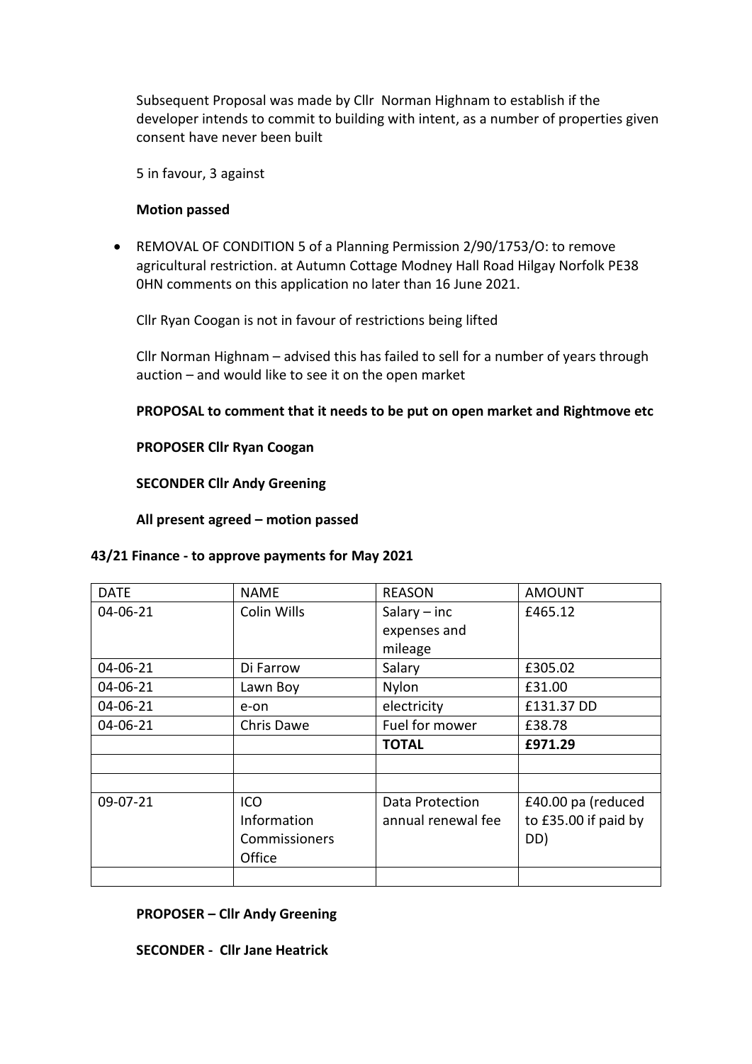Subsequent Proposal was made by Cllr Norman Highnam to establish if the developer intends to commit to building with intent, as a number of properties given consent have never been built

5 in favour, 3 against

**Motion passed**

- REMOVAL OF CONDITION 5 of a Planning Permission 2/90/1753/O: to remove agricultural restriction. at Autumn Cottage Modney Hall Road Hilgay Norfolk PE38 0HN comments on this application no later than 16 June 2021.

  Cllr Ryan Coogan is not in favour of restrictions being lifted

  Cllr Norman Highnam – advised this has failed to sell for a number of years through auction – and would like to see it on the open market

  **PROPOSAL to comment that it needs to be put on open market and Rightmove etc**

  **PROPOSER Cllr Ryan Coogan**

  **SECONDER Cllr Andy Greening**

  **All present agreed – motion passed**

**43/21 Finance - to approve payments for May 2021**

| DATE | NAME | REASON | AMOUNT |
|---|---|---|---|
| 04-06-21 | Colin Wills | Salary – inc expenses and mileage | £465.12 |
| 04-06-21 | Di Farrow | Salary | £305.02 |
| 04-06-21 | Lawn Boy | Nylon | £31.00 |
| 04-06-21 | e-on | electricity | £131.37 DD |
| 04-06-21 | Chris Dawe | Fuel for mower | £38.78 |
| | | **TOTAL** | **£971.29** |
| | | | |
| | | | |
| 09-07-21 | ICO Information Commissioners Office | Data Protection annual renewal fee | £40.00 pa (reduced to £35.00 if paid by DD) |
| | | | |

**PROPOSER – Cllr Andy Greening**

**SECONDER - Cllr Jane Heatrick**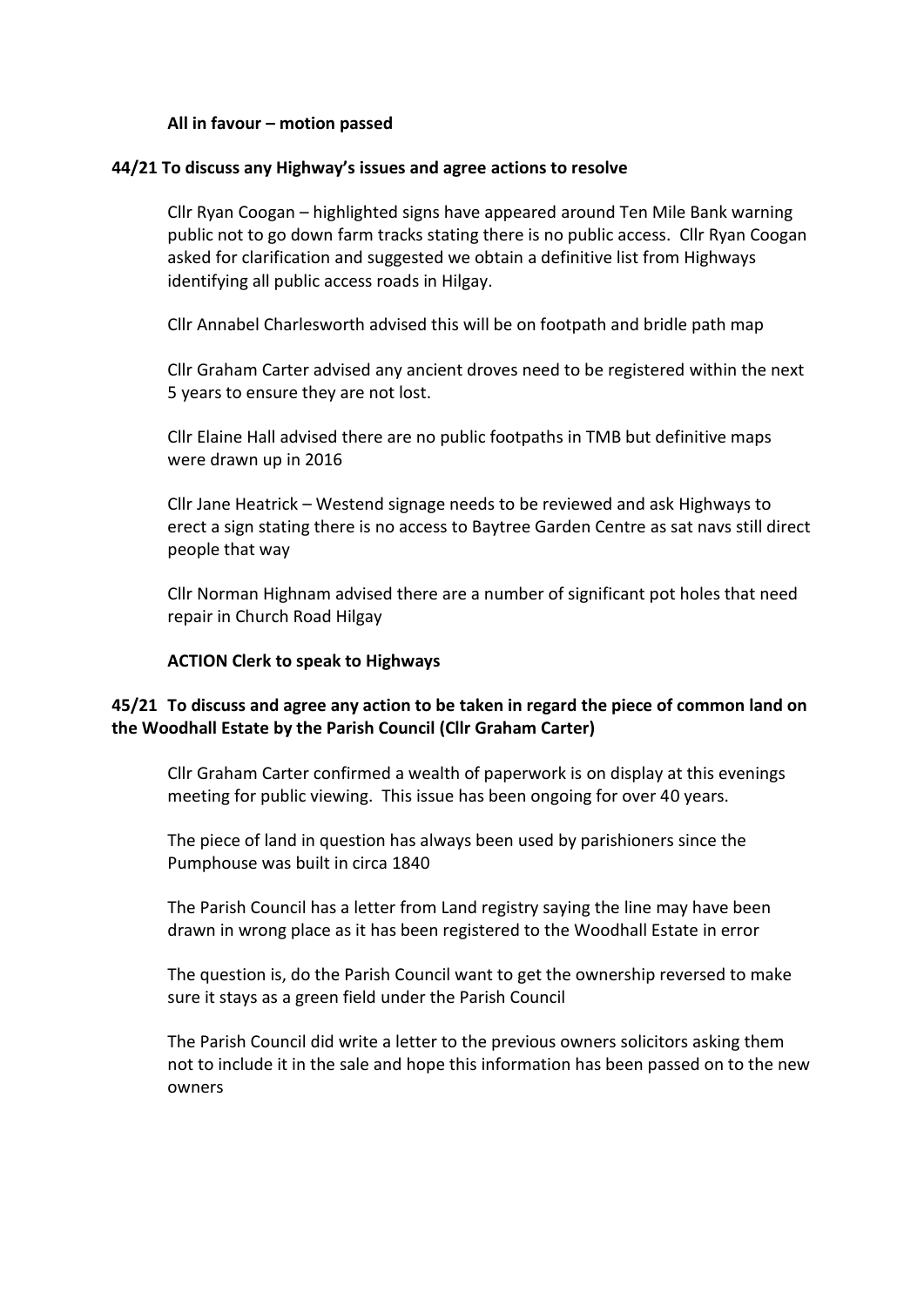**All in favour – motion passed**

**44/21 To discuss any Highway's issues and agree actions to resolve**

Cllr Ryan Coogan – highlighted signs have appeared around Ten Mile Bank warning public not to go down farm tracks stating there is no public access. Cllr Ryan Coogan asked for clarification and suggested we obtain a definitive list from Highways identifying all public access roads in Hilgay.

Cllr Annabel Charlesworth advised this will be on footpath and bridle path map

Cllr Graham Carter advised any ancient droves need to be registered within the next 5 years to ensure they are not lost.

Cllr Elaine Hall advised there are no public footpaths in TMB but definitive maps were drawn up in 2016

Cllr Jane Heatrick – Westend signage needs to be reviewed and ask Highways to erect a sign stating there is no access to Baytree Garden Centre as sat navs still direct people that way

Cllr Norman Highnam advised there are a number of significant pot holes that need repair in Church Road Hilgay

**ACTION Clerk to speak to Highways**

**45/21 To discuss and agree any action to be taken in regard the piece of common land on the Woodhall Estate by the Parish Council (Cllr Graham Carter)**

Cllr Graham Carter confirmed a wealth of paperwork is on display at this evenings meeting for public viewing. This issue has been ongoing for over 40 years.

The piece of land in question has always been used by parishioners since the Pumphouse was built in circa 1840

The Parish Council has a letter from Land registry saying the line may have been drawn in wrong place as it has been registered to the Woodhall Estate in error

The question is, do the Parish Council want to get the ownership reversed to make sure it stays as a green field under the Parish Council

The Parish Council did write a letter to the previous owners solicitors asking them not to include it in the sale and hope this information has been passed on to the new owners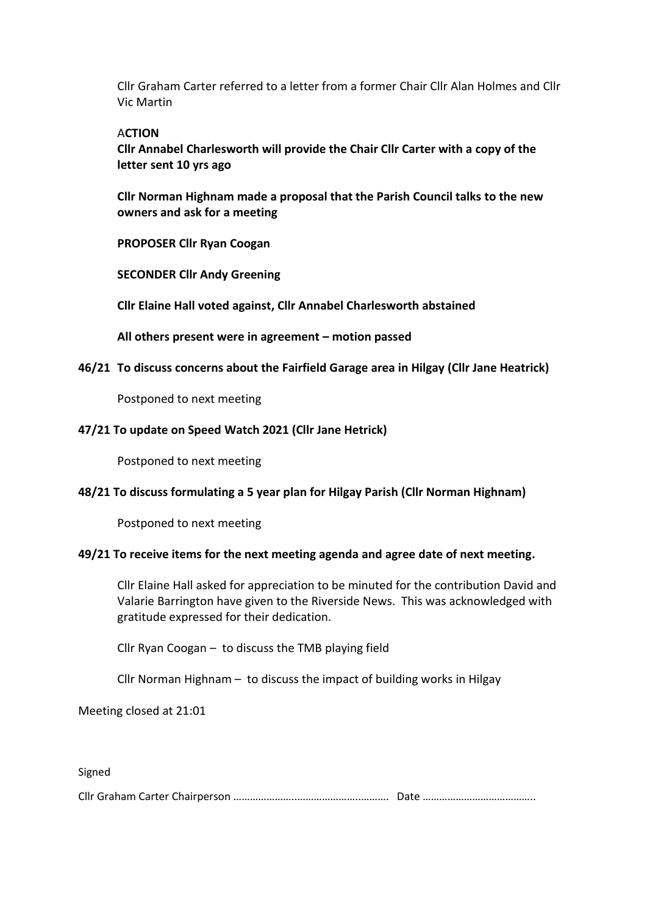Cllr Graham Carter referred to a letter from a former Chair Cllr Alan Holmes and Cllr Vic Martin

A**CTION**

**Cllr Annabel Charlesworth will provide the Chair Cllr Carter with a copy of the letter sent 10 yrs ago**

**Cllr Norman Highnam made a proposal that the Parish Council talks to the new owners and ask for a meeting**

**PROPOSER Cllr Ryan Coogan**

**SECONDER Cllr Andy Greening**

**Cllr Elaine Hall voted against, Cllr Annabel Charlesworth abstained**

**All others present were in agreement – motion passed**

**46/21 To discuss concerns about the Fairfield Garage area in Hilgay (Cllr Jane Heatrick)**

Postponed to next meeting

**47/21 To update on Speed Watch 2021 (Cllr Jane Hetrick)**

Postponed to next meeting

**48/21 To discuss formulating a 5 year plan for Hilgay Parish (Cllr Norman Highnam)**

Postponed to next meeting

**49/21 To receive items for the next meeting agenda and agree date of next meeting.**

Cllr Elaine Hall asked for appreciation to be minuted for the contribution David and Valarie Barrington have given to the Riverside News. This was acknowledged with gratitude expressed for their dedication.

Cllr Ryan Coogan – to discuss the TMB playing field

Cllr Norman Highnam – to discuss the impact of building works in Hilgay

Meeting closed at 21:01

Signed

Cllr Graham Carter Chairperson ………………….…………………….……….. Date …………………………………..